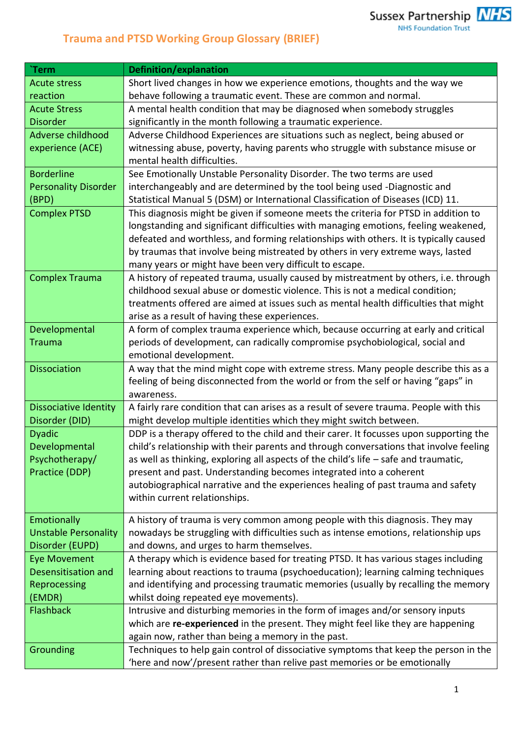# Trauma and PTSD Working Group Glossary (BRIEF)

| `Term | Definition/explanation |
|---|---|
| Acute stress reaction | Short lived changes in how we experience emotions, thoughts and the way we behave following a traumatic event. These are common and normal. |
| Acute Stress Disorder | A mental health condition that may be diagnosed when somebody struggles significantly in the month following a traumatic experience. |
| Adverse childhood experience (ACE) | Adverse Childhood Experiences are situations such as neglect, being abused or witnessing abuse, poverty, having parents who struggle with substance misuse or mental health difficulties. |
| Borderline Personality Disorder (BPD) | See Emotionally Unstable Personality Disorder. The two terms are used interchangeably and are determined by the tool being used -Diagnostic and Statistical Manual 5 (DSM) or International Classification of Diseases (ICD) 11. |
| Complex PTSD | This diagnosis might be given if someone meets the criteria for PTSD in addition to longstanding and significant difficulties with managing emotions, feeling weakened, defeated and worthless, and forming relationships with others. It is typically caused by traumas that involve being mistreated by others in very extreme ways, lasted many years or might have been very difficult to escape. |
| Complex Trauma | A history of repeated trauma, usually caused by mistreatment by others, i.e. through childhood sexual abuse or domestic violence. This is not a medical condition; treatments offered are aimed at issues such as mental health difficulties that might arise as a result of having these experiences. |
| Developmental Trauma | A form of complex trauma experience which, because occurring at early and critical periods of development, can radically compromise psychobiological, social and emotional development. |
| Dissociation | A way that the mind might cope with extreme stress. Many people describe this as a feeling of being disconnected from the world or from the self or having "gaps" in awareness. |
| Dissociative Identity Disorder (DID) | A fairly rare condition that can arises as a result of severe trauma. People with this might develop multiple identities which they might switch between. |
| Dyadic Developmental Psychotherapy/ Practice (DDP) | DDP is a therapy offered to the child and their carer. It focusses upon supporting the child's relationship with their parents and through conversations that involve feeling as well as thinking, exploring all aspects of the child's life – safe and traumatic, present and past. Understanding becomes integrated into a coherent autobiographical narrative and the experiences healing of past trauma and safety within current relationships. |
| Emotionally Unstable Personality Disorder (EUPD) | A history of trauma is very common among people with this diagnosis. They may nowadays be struggling with difficulties such as intense emotions, relationship ups and downs, and urges to harm themselves. |
| Eye Movement Desensitisation and Reprocessing (EMDR) | A therapy which is evidence based for treating PTSD. It has various stages including learning about reactions to trauma (psychoeducation); learning calming techniques and identifying and processing traumatic memories (usually by recalling the memory whilst doing repeated eye movements). |
| Flashback | Intrusive and disturbing memories in the form of images and/or sensory inputs which are **re-experienced** in the present. They might feel like they are happening again now, rather than being a memory in the past. |
| Grounding | Techniques to help gain control of dissociative symptoms that keep the person in the 'here and now'/present rather than relive past memories or be emotionally |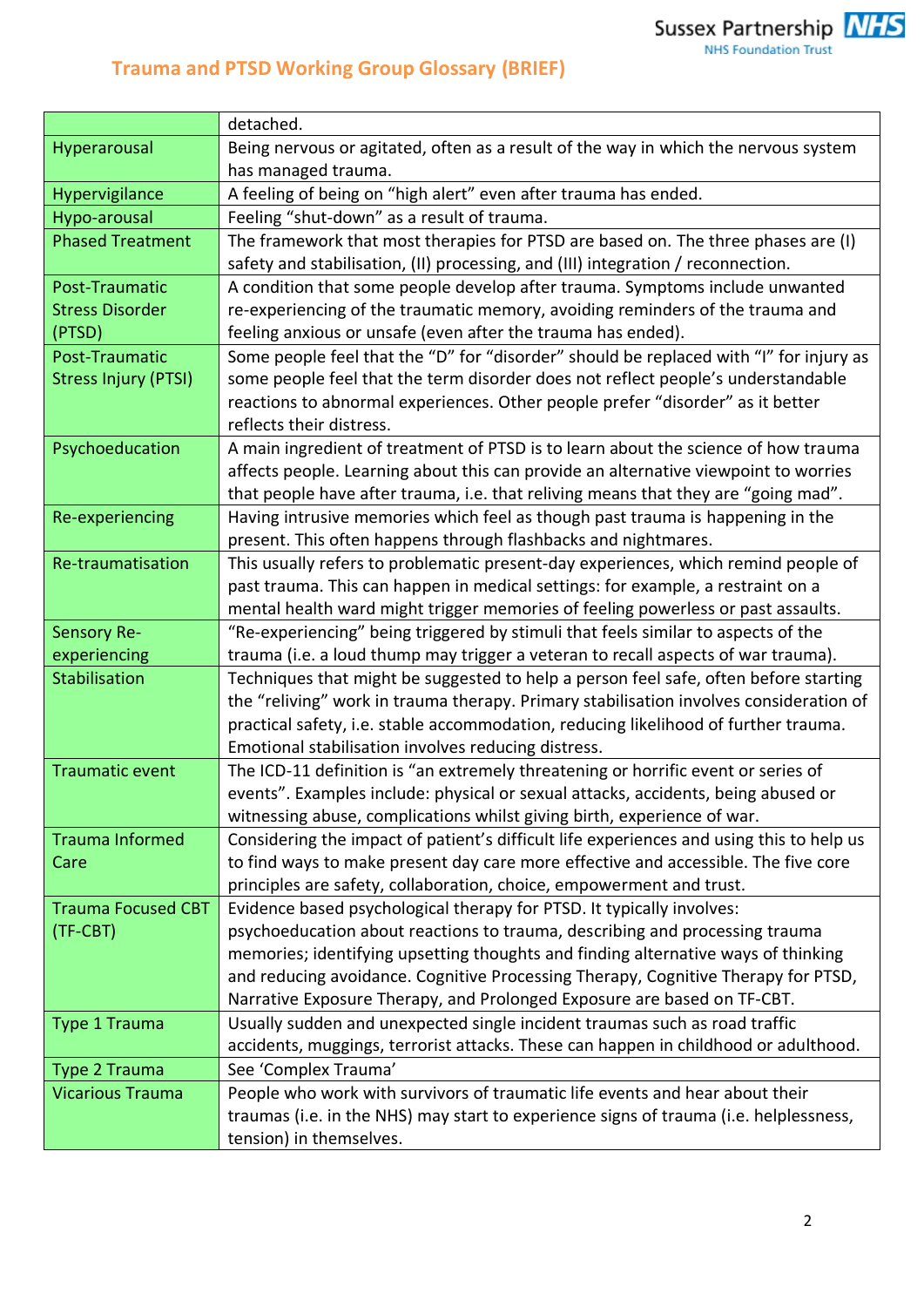# Trauma and PTSD Working Group Glossary (BRIEF)

| | |
|---|---|
| | detached. |
| Hyperarousal | Being nervous or agitated, often as a result of the way in which the nervous system has managed trauma. |
| Hypervigilance | A feeling of being on "high alert" even after trauma has ended. |
| Hypo-arousal | Feeling "shut-down" as a result of trauma. |
| Phased Treatment | The framework that most therapies for PTSD are based on. The three phases are (I) safety and stabilisation, (II) processing, and (III) integration / reconnection. |
| Post-Traumatic Stress Disorder (PTSD) | A condition that some people develop after trauma. Symptoms include unwanted re-experiencing of the traumatic memory, avoiding reminders of the trauma and feeling anxious or unsafe (even after the trauma has ended). |
| Post-Traumatic Stress Injury (PTSI) | Some people feel that the "D" for "disorder" should be replaced with "I" for injury as some people feel that the term disorder does not reflect people's understandable reactions to abnormal experiences. Other people prefer "disorder" as it better reflects their distress. |
| Psychoeducation | A main ingredient of treatment of PTSD is to learn about the science of how trauma affects people. Learning about this can provide an alternative viewpoint to worries that people have after trauma, i.e. that reliving means that they are "going mad". |
| Re-experiencing | Having intrusive memories which feel as though past trauma is happening in the present. This often happens through flashbacks and nightmares. |
| Re-traumatisation | This usually refers to problematic present-day experiences, which remind people of past trauma. This can happen in medical settings: for example, a restraint on a mental health ward might trigger memories of feeling powerless or past assaults. |
| Sensory Re-experiencing | "Re-experiencing" being triggered by stimuli that feels similar to aspects of the trauma (i.e. a loud thump may trigger a veteran to recall aspects of war trauma). |
| Stabilisation | Techniques that might be suggested to help a person feel safe, often before starting the "reliving" work in trauma therapy. Primary stabilisation involves consideration of practical safety, i.e. stable accommodation, reducing likelihood of further trauma. Emotional stabilisation involves reducing distress. |
| Traumatic event | The ICD-11 definition is "an extremely threatening or horrific event or series of events". Examples include: physical or sexual attacks, accidents, being abused or witnessing abuse, complications whilst giving birth, experience of war. |
| Trauma Informed Care | Considering the impact of patient's difficult life experiences and using this to help us to find ways to make present day care more effective and accessible. The five core principles are safety, collaboration, choice, empowerment and trust. |
| Trauma Focused CBT (TF-CBT) | Evidence based psychological therapy for PTSD. It typically involves: psychoeducation about reactions to trauma, describing and processing trauma memories; identifying upsetting thoughts and finding alternative ways of thinking and reducing avoidance. Cognitive Processing Therapy, Cognitive Therapy for PTSD, Narrative Exposure Therapy, and Prolonged Exposure are based on TF-CBT. |
| Type 1 Trauma | Usually sudden and unexpected single incident traumas such as road traffic accidents, muggings, terrorist attacks. These can happen in childhood or adulthood. |
| Type 2 Trauma | See 'Complex Trauma' |
| Vicarious Trauma | People who work with survivors of traumatic life events and hear about their traumas (i.e. in the NHS) may start to experience signs of trauma (i.e. helplessness, tension) in themselves. |